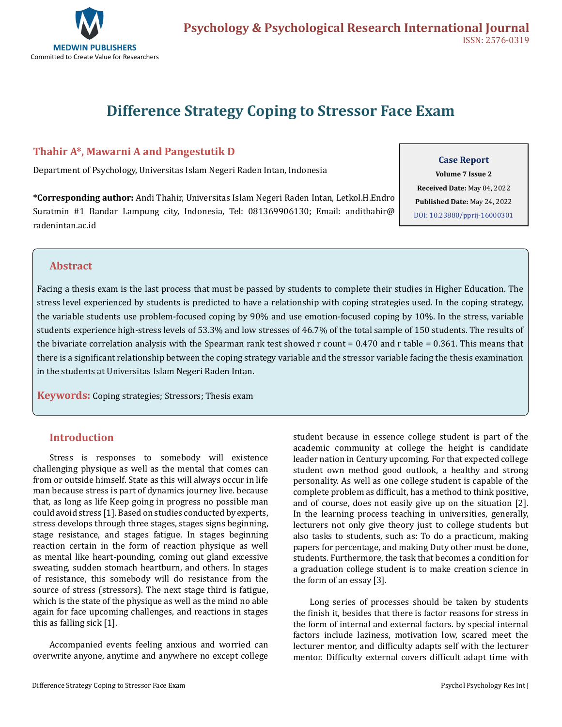# Difference Strategy Coping to Stressor Face Exam

**Thahir A*, Mawarni A and Pangestutik D**

Department of Psychology, Universitas Islam Negeri Raden Intan, Indonesia

**\*Corresponding author:** Andi Thahir, Universitas Islam Negeri Raden Intan, Letkol.H.Endro Suratmin #1 Bandar Lampung city, Indonesia, Tel: 081369906130; Email: andithahir@radenintan.ac.id

**Case Report**
**Volume 7 Issue 2**
**Received Date:** May 04, 2022
**Published Date:** May 24, 2022
DOI: 10.23880/pprij-16000301

## Abstract

Facing a thesis exam is the last process that must be passed by students to complete their studies in Higher Education. The stress level experienced by students is predicted to have a relationship with coping strategies used. In the coping strategy, the variable students use problem-focused coping by 90% and use emotion-focused coping by 10%. In the stress, variable students experience high-stress levels of 53.3% and low stresses of 46.7% of the total sample of 150 students. The results of the bivariate correlation analysis with the Spearman rank test showed r count = 0.470 and r table = 0.361. This means that there is a significant relationship between the coping strategy variable and the stressor variable facing the thesis examination in the students at Universitas Islam Negeri Raden Intan.

**Keywords:** Coping strategies; Stressors; Thesis exam

## Introduction

Stress is responses to somebody will existence challenging physique as well as the mental that comes can from or outside himself. State as this will always occur in life man because stress is part of dynamics journey live. because that, as long as life Keep going in progress no possible man could avoid stress [1]. Based on studies conducted by experts, stress develops through three stages, stages signs beginning, stage resistance, and stages fatigue. In stages beginning reaction certain in the form of reaction physique as well as mental like heart-pounding, coming out gland excessive sweating, sudden stomach heartburn, and others. In stages of resistance, this somebody will do resistance from the source of stress (stressors). The next stage third is fatigue, which is the state of the physique as well as the mind no able again for face upcoming challenges, and reactions in stages this as falling sick [1].

Accompanied events feeling anxious and worried can overwrite anyone, anytime and anywhere no except college student because in essence college student is part of the academic community at college the height is candidate leader nation in Century upcoming. For that expected college student own method good outlook, a healthy and strong personality. As well as one college student is capable of the complete problem as difficult, has a method to think positive, and of course, does not easily give up on the situation [2]. In the learning process teaching in universities, generally, lecturers not only give theory just to college students but also tasks to students, such as: To do a practicum, making papers for percentage, and making Duty other must be done, students. Furthermore, the task that becomes a condition for a graduation college student is to make creation science in the form of an essay [3].

Long series of processes should be taken by students the finish it, besides that there is factor reasons for stress in the form of internal and external factors. by special internal factors include laziness, motivation low, scared meet the lecturer mentor, and difficulty adapts self with the lecturer mentor. Difficulty external covers difficult adapt time with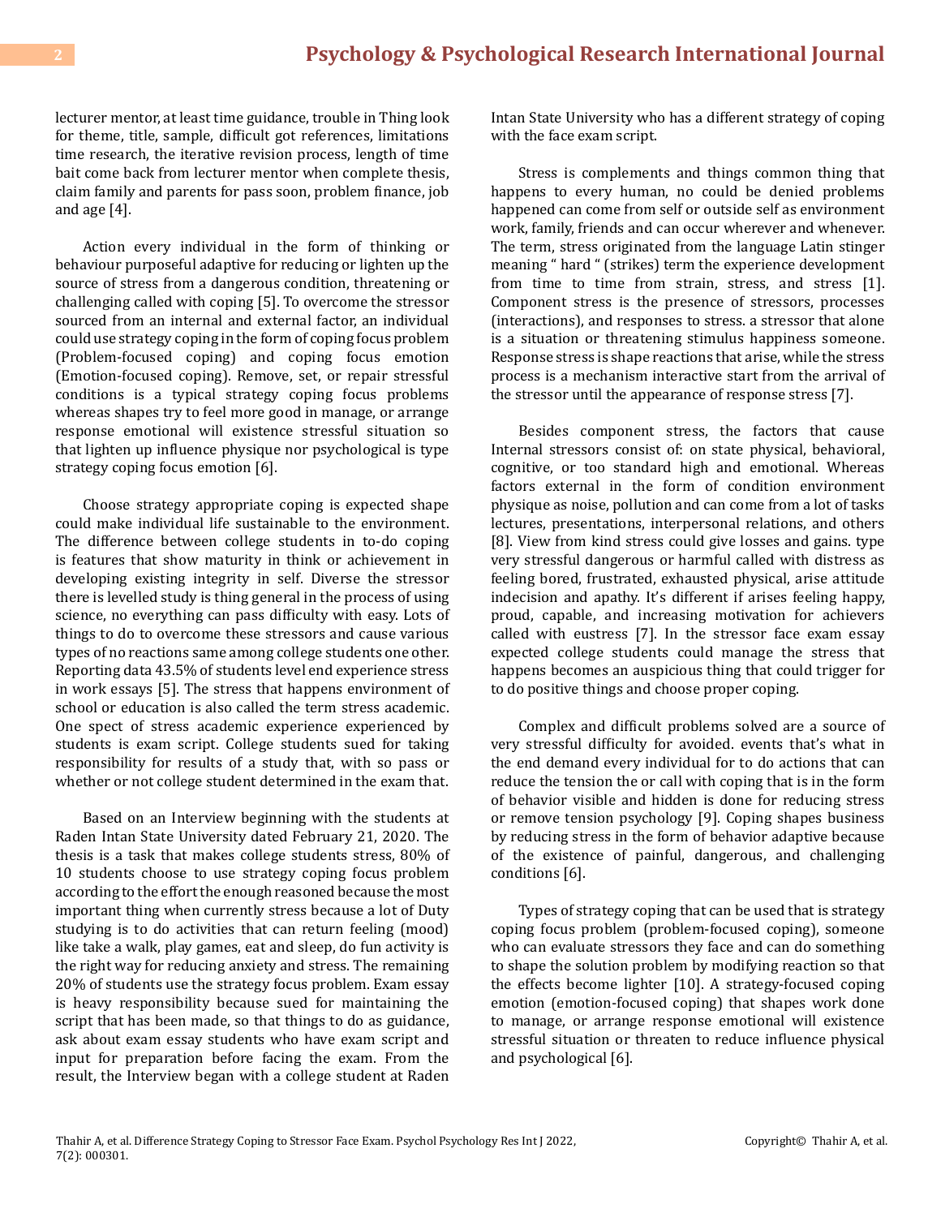lecturer mentor, at least time guidance, trouble in Thing look for theme, title, sample, difficult got references, limitations time research, the iterative revision process, length of time bait come back from lecturer mentor when complete thesis, claim family and parents for pass soon, problem finance, job and age [4].

Action every individual in the form of thinking or behaviour purposeful adaptive for reducing or lighten up the source of stress from a dangerous condition, threatening or challenging called with coping [5]. To overcome the stressor sourced from an internal and external factor, an individual could use strategy coping in the form of coping focus problem (Problem-focused coping) and coping focus emotion (Emotion-focused coping). Remove, set, or repair stressful conditions is a typical strategy coping focus problems whereas shapes try to feel more good in manage, or arrange response emotional will existence stressful situation so that lighten up influence physique nor psychological is type strategy coping focus emotion [6].

Choose strategy appropriate coping is expected shape could make individual life sustainable to the environment. The difference between college students in to-do coping is features that show maturity in think or achievement in developing existing integrity in self. Diverse the stressor there is levelled study is thing general in the process of using science, no everything can pass difficulty with easy. Lots of things to do to overcome these stressors and cause various types of no reactions same among college students one other. Reporting data 43.5% of students level end experience stress in work essays [5]. The stress that happens environment of school or education is also called the term stress academic. One spect of stress academic experience experienced by students is exam script. College students sued for taking responsibility for results of a study that, with so pass or whether or not college student determined in the exam that.

Based on an Interview beginning with the students at Raden Intan State University dated February 21, 2020. The thesis is a task that makes college students stress, 80% of 10 students choose to use strategy coping focus problem according to the effort the enough reasoned because the most important thing when currently stress because a lot of Duty studying is to do activities that can return feeling (mood) like take a walk, play games, eat and sleep, do fun activity is the right way for reducing anxiety and stress. The remaining 20% of students use the strategy focus problem. Exam essay is heavy responsibility because sued for maintaining the script that has been made, so that things to do as guidance, ask about exam essay students who have exam script and input for preparation before facing the exam. From the result, the Interview began with a college student at Raden Intan State University who has a different strategy of coping with the face exam script.

Stress is complements and things common thing that happens to every human, no could be denied problems happened can come from self or outside self as environment work, family, friends and can occur wherever and whenever. The term, stress originated from the language Latin stinger meaning " hard " (strikes) term the experience development from time to time from strain, stress, and stress [1]. Component stress is the presence of stressors, processes (interactions), and responses to stress. a stressor that alone is a situation or threatening stimulus happiness someone. Response stress is shape reactions that arise, while the stress process is a mechanism interactive start from the arrival of the stressor until the appearance of response stress [7].

Besides component stress, the factors that cause Internal stressors consist of: on state physical, behavioral, cognitive, or too standard high and emotional. Whereas factors external in the form of condition environment physique as noise, pollution and can come from a lot of tasks lectures, presentations, interpersonal relations, and others [8]. View from kind stress could give losses and gains. type very stressful dangerous or harmful called with distress as feeling bored, frustrated, exhausted physical, arise attitude indecision and apathy. It's different if arises feeling happy, proud, capable, and increasing motivation for achievers called with eustress [7]. In the stressor face exam essay expected college students could manage the stress that happens becomes an auspicious thing that could trigger for to do positive things and choose proper coping.

Complex and difficult problems solved are a source of very stressful difficulty for avoided. events that's what in the end demand every individual for to do actions that can reduce the tension the or call with coping that is in the form of behavior visible and hidden is done for reducing stress or remove tension psychology [9]. Coping shapes business by reducing stress in the form of behavior adaptive because of the existence of painful, dangerous, and challenging conditions [6].

Types of strategy coping that can be used that is strategy coping focus problem (problem-focused coping), someone who can evaluate stressors they face and can do something to shape the solution problem by modifying reaction so that the effects become lighter [10]. A strategy-focused coping emotion (emotion-focused coping) that shapes work done to manage, or arrange response emotional will existence stressful situation or threaten to reduce influence physical and psychological [6].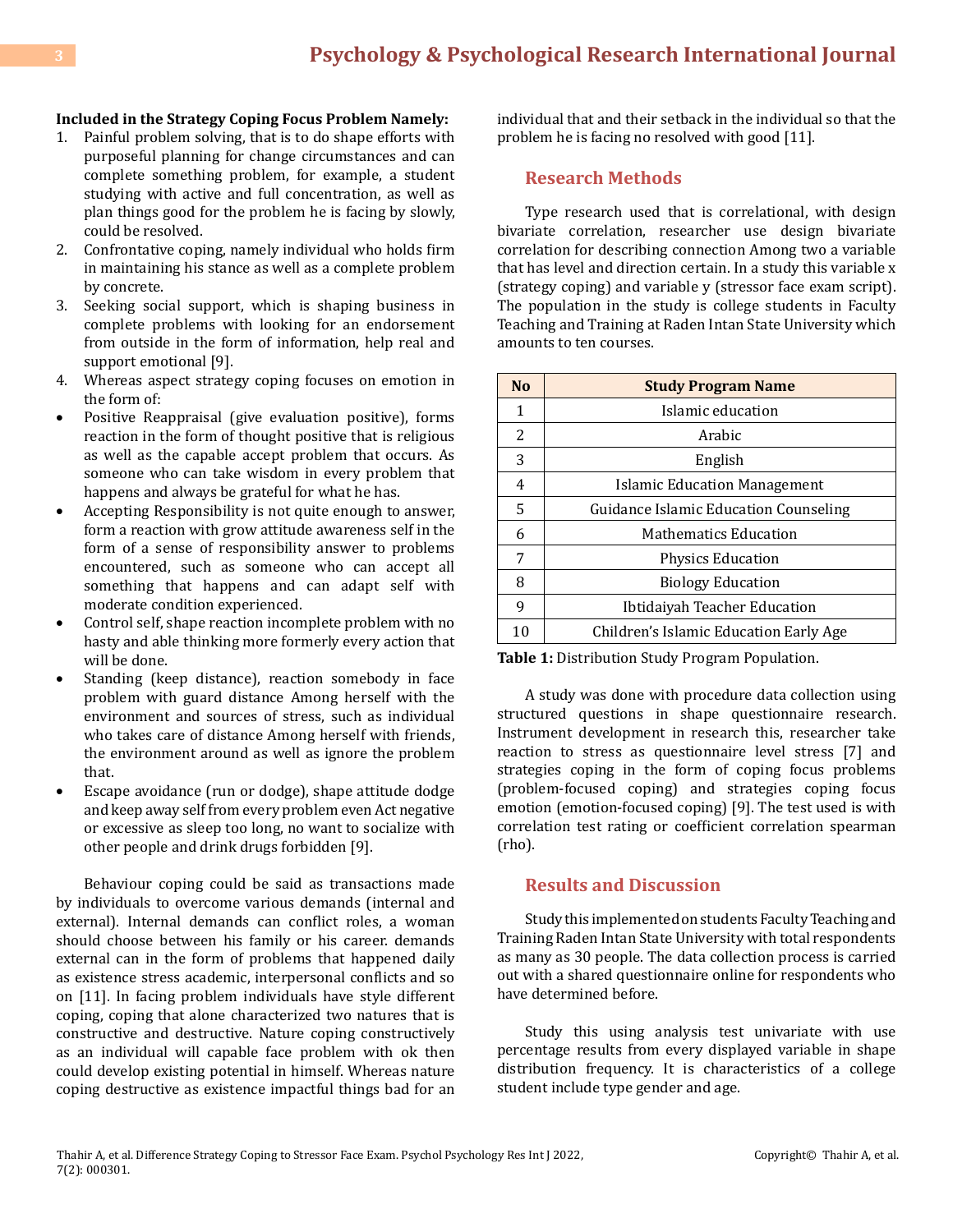**Included in the Strategy Coping Focus Problem Namely:**

1. Painful problem solving, that is to do shape efforts with purposeful planning for change circumstances and can complete something problem, for example, a student studying with active and full concentration, as well as plan things good for the problem he is facing by slowly, could be resolved.
2. Confrontative coping, namely individual who holds firm in maintaining his stance as well as a complete problem by concrete.
3. Seeking social support, which is shaping business in complete problems with looking for an endorsement from outside in the form of information, help real and support emotional [9].
4. Whereas aspect strategy coping focuses on emotion in the form of:

- Positive Reappraisal (give evaluation positive), forms reaction in the form of thought positive that is religious as well as the capable accept problem that occurs. As someone who can take wisdom in every problem that happens and always be grateful for what he has.
- Accepting Responsibility is not quite enough to answer, form a reaction with grow attitude awareness self in the form of a sense of responsibility answer to problems encountered, such as someone who can accept all something that happens and can adapt self with moderate condition experienced.
- Control self, shape reaction incomplete problem with no hasty and able thinking more formerly every action that will be done.
- Standing (keep distance), reaction somebody in face problem with guard distance Among herself with the environment and sources of stress, such as individual who takes care of distance Among herself with friends, the environment around as well as ignore the problem that.
- Escape avoidance (run or dodge), shape attitude dodge and keep away self from every problem even Act negative or excessive as sleep too long, no want to socialize with other people and drink drugs forbidden [9].

Behaviour coping could be said as transactions made by individuals to overcome various demands (internal and external). Internal demands can conflict roles, a woman should choose between his family or his career. demands external can in the form of problems that happened daily as existence stress academic, interpersonal conflicts and so on [11]. In facing problem individuals have style different coping, coping that alone characterized two natures that is constructive and destructive. Nature coping constructively as an individual will capable face problem with ok then could develop existing potential in himself. Whereas nature coping destructive as existence impactful things bad for an individual that and their setback in the individual so that the problem he is facing no resolved with good [11].

## Research Methods

Type research used that is correlational, with design bivariate correlation, researcher use design bivariate correlation for describing connection Among two a variable that has level and direction certain. In a study this variable x (strategy coping) and variable y (stressor face exam script). The population in the study is college students in Faculty Teaching and Training at Raden Intan State University which amounts to ten courses.

| No | Study Program Name |
|---|---|
| 1 | Islamic education |
| 2 | Arabic |
| 3 | English |
| 4 | Islamic Education Management |
| 5 | Guidance Islamic Education Counseling |
| 6 | Mathematics Education |
| 7 | Physics Education |
| 8 | Biology Education |
| 9 | Ibtidaiyah Teacher Education |
| 10 | Children's Islamic Education Early Age |

**Table 1:** Distribution Study Program Population.

A study was done with procedure data collection using structured questions in shape questionnaire research. Instrument development in research this, researcher take reaction to stress as questionnaire level stress [7] and strategies coping in the form of coping focus problems (problem-focused coping) and strategies coping focus emotion (emotion-focused coping) [9]. The test used is with correlation test rating or coefficient correlation spearman (rho).

## Results and Discussion

Study this implemented on students Faculty Teaching and Training Raden Intan State University with total respondents as many as 30 people. The data collection process is carried out with a shared questionnaire online for respondents who have determined before.

Study this using analysis test univariate with use percentage results from every displayed variable in shape distribution frequency. It is characteristics of a college student include type gender and age.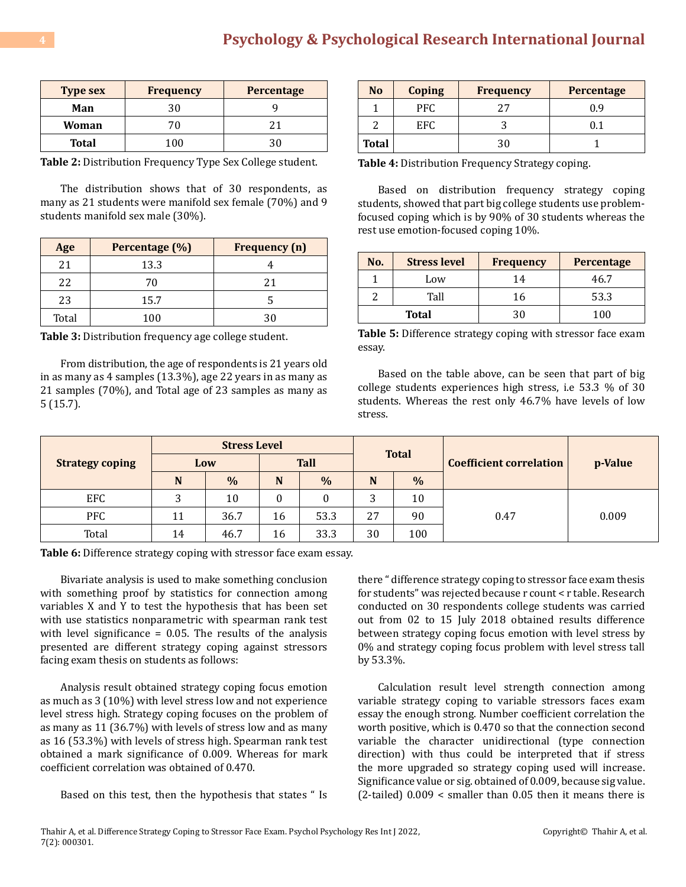| Type sex | Frequency | Percentage |
|---|---|---|
| Man | 30 | 9 |
| Woman | 70 | 21 |
| Total | 100 | 30 |

**Table 2:** Distribution Frequency Type Sex College student.

The distribution shows that of 30 respondents, as many as 21 students were manifold sex female (70%) and 9 students manifold sex male (30%).

| Age | Percentage (%) | Frequency (n) |
|---|---|---|
| 21 | 13.3 | 4 |
| 22 | 70 | 21 |
| 23 | 15.7 | 5 |
| Total | 100 | 30 |

**Table 3:** Distribution frequency age college student.

From distribution, the age of respondents is 21 years old in as many as 4 samples (13.3%), age 22 years in as many as 21 samples (70%), and Total age of 23 samples as many as 5 (15.7).

| No | Coping | Frequency | Percentage |
|---|---|---|---|
| 1 | PFC | 27 | 0.9 |
| 2 | EFC | 3 | 0.1 |
| Total | | 30 | 1 |

**Table 4:** Distribution Frequency Strategy coping.

Based on distribution frequency strategy coping students, showed that part big college students use problem-focused coping which is by 90% of 30 students whereas the rest use emotion-focused coping 10%.

| No. | Stress level | Frequency | Percentage |
|---|---|---|---|
| 1 | Low | 14 | 46.7 |
| 2 | Tall | 16 | 53.3 |
| Total | | 30 | 100 |

**Table 5:** Difference strategy coping with stressor face exam essay.

Based on the table above, can be seen that part of big college students experiences high stress, i.e 53.3 % of 30 students. Whereas the rest only 46.7% have levels of low stress.

| Strategy coping | Stress Level | | | | Total | | Coefficient correlation | p-Value |
|---|---|---|---|---|---|---|---|---|
| | Low | | Tall | | | | | |
| | N | % | N | % | N | % | | |
| EFC | 3 | 10 | 0 | 0 | 3 | 10 | 0.47 | 0.009 |
| PFC | 11 | 36.7 | 16 | 53.3 | 27 | 90 | | |
| Total | 14 | 46.7 | 16 | 33.3 | 30 | 100 | | |

**Table 6:** Difference strategy coping with stressor face exam essay.

Bivariate analysis is used to make something conclusion with something proof by statistics for connection among variables X and Y to test the hypothesis that has been set with use statistics nonparametric with spearman rank test with level significance = 0.05. The results of the analysis presented are different strategy coping against stressors facing exam thesis on students as follows:

Analysis result obtained strategy coping focus emotion as much as 3 (10%) with level stress low and not experience level stress high. Strategy coping focuses on the problem of as many as 11 (36.7%) with levels of stress low and as many as 16 (53.3%) with levels of stress high. Spearman rank test obtained a mark significance of 0.009. Whereas for mark coefficient correlation was obtained of 0.470.

Based on this test, then the hypothesis that states " Is there " difference strategy coping to stressor face exam thesis for students" was rejected because r count < r table. Research conducted on 30 respondents college students was carried out from 02 to 15 July 2018 obtained results difference between strategy coping focus emotion with level stress by 0% and strategy coping focus problem with level stress tall by 53.3%.

Calculation result level strength connection among variable strategy coping to variable stressors faces exam essay the enough strong. Number coefficient correlation the worth positive, which is 0.470 so that the connection second variable the character unidirectional (type connection direction) with thus could be interpreted that if stress the more upgraded so strategy coping used will increase. Significance value or sig. obtained of 0.009, because sig value. (2-tailed) 0.009 < smaller than 0.05 then it means there is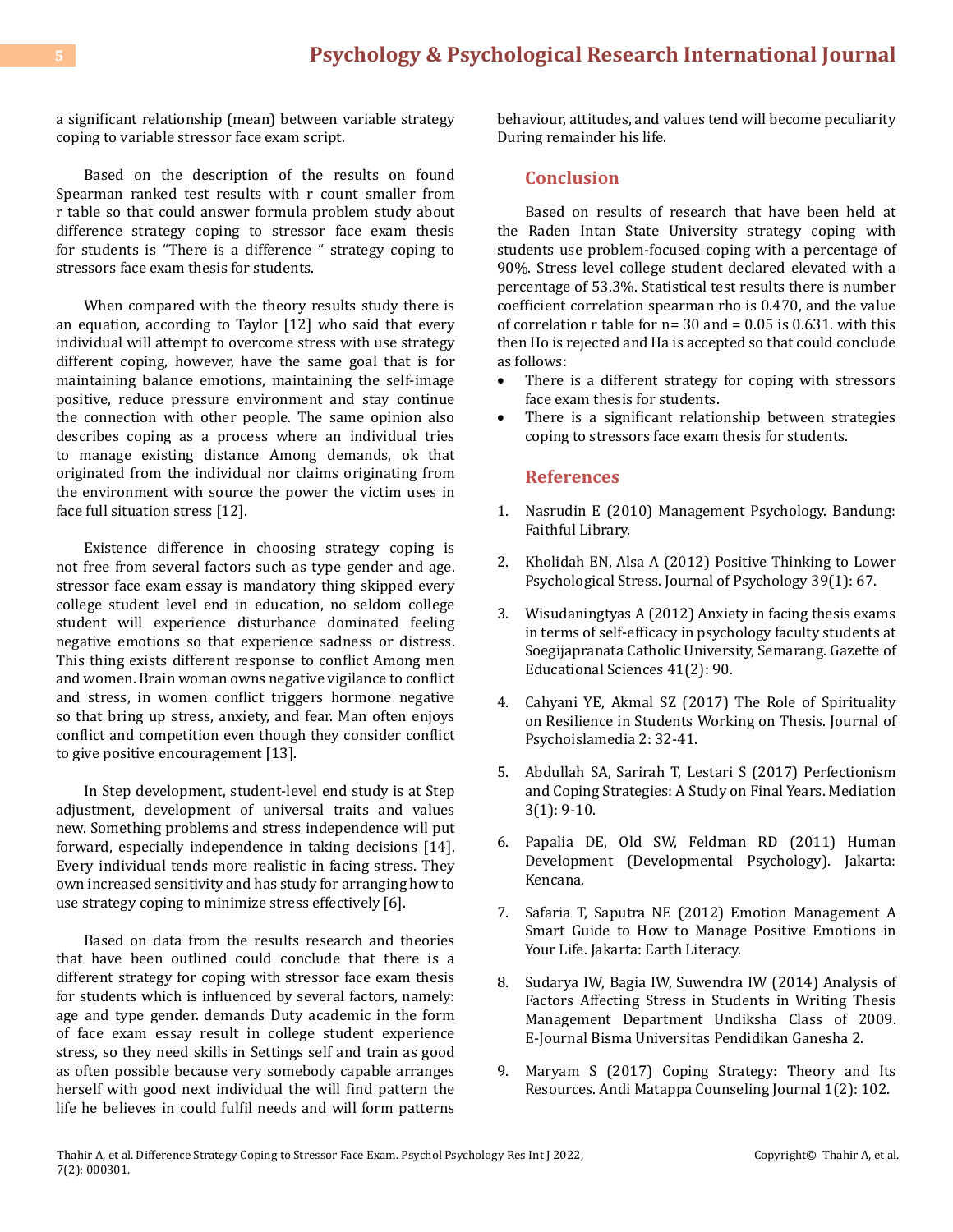a significant relationship (mean) between variable strategy coping to variable stressor face exam script.

Based on the description of the results on found Spearman ranked test results with r count smaller from r table so that could answer formula problem study about difference strategy coping to stressor face exam thesis for students is "There is a difference " strategy coping to stressors face exam thesis for students.

When compared with the theory results study there is an equation, according to Taylor [12] who said that every individual will attempt to overcome stress with use strategy different coping, however, have the same goal that is for maintaining balance emotions, maintaining the self-image positive, reduce pressure environment and stay continue the connection with other people. The same opinion also describes coping as a process where an individual tries to manage existing distance Among demands, ok that originated from the individual nor claims originating from the environment with source the power the victim uses in face full situation stress [12].

Existence difference in choosing strategy coping is not free from several factors such as type gender and age. stressor face exam essay is mandatory thing skipped every college student level end in education, no seldom college student will experience disturbance dominated feeling negative emotions so that experience sadness or distress. This thing exists different response to conflict Among men and women. Brain woman owns negative vigilance to conflict and stress, in women conflict triggers hormone negative so that bring up stress, anxiety, and fear. Man often enjoys conflict and competition even though they consider conflict to give positive encouragement [13].

In Step development, student-level end study is at Step adjustment, development of universal traits and values new. Something problems and stress independence will put forward, especially independence in taking decisions [14]. Every individual tends more realistic in facing stress. They own increased sensitivity and has study for arranging how to use strategy coping to minimize stress effectively [6].

Based on data from the results research and theories that have been outlined could conclude that there is a different strategy for coping with stressor face exam thesis for students which is influenced by several factors, namely: age and type gender. demands Duty academic in the form of face exam essay result in college student experience stress, so they need skills in Settings self and train as good as often possible because very somebody capable arranges herself with good next individual the will find pattern the life he believes in could fulfil needs and will form patterns behaviour, attitudes, and values tend will become peculiarity During remainder his life.

## Conclusion

Based on results of research that have been held at the Raden Intan State University strategy coping with students use problem-focused coping with a percentage of 90%. Stress level college student declared elevated with a percentage of 53.3%. Statistical test results there is number coefficient correlation spearman rho is 0.470, and the value of correlation r table for n= 30 and = 0.05 is 0.631. with this then Ho is rejected and Ha is accepted so that could conclude as follows:

- There is a different strategy for coping with stressors face exam thesis for students.
- There is a significant relationship between strategies coping to stressors face exam thesis for students.

## References

1. Nasrudin E (2010) Management Psychology. Bandung: Faithful Library.
2. Kholidah EN, Alsa A (2012) Positive Thinking to Lower Psychological Stress. Journal of Psychology 39(1): 67.
3. Wisudaningtyas A (2012) Anxiety in facing thesis exams in terms of self-efficacy in psychology faculty students at Soegijapranata Catholic University, Semarang. Gazette of Educational Sciences 41(2): 90.
4. Cahyani YE, Akmal SZ (2017) The Role of Spirituality on Resilience in Students Working on Thesis. Journal of Psychoislamedia 2: 32-41.
5. Abdullah SA, Sarirah T, Lestari S (2017) Perfectionism and Coping Strategies: A Study on Final Years. Mediation 3(1): 9-10.
6. Papalia DE, Old SW, Feldman RD (2011) Human Development (Developmental Psychology). Jakarta: Kencana.
7. Safaria T, Saputra NE (2012) Emotion Management A Smart Guide to How to Manage Positive Emotions in Your Life. Jakarta: Earth Literacy.
8. Sudarya IW, Bagia IW, Suwendra IW (2014) Analysis of Factors Affecting Stress in Students in Writing Thesis Management Department Undiksha Class of 2009. E-Journal Bisma Universitas Pendidikan Ganesha 2.
9. Maryam S (2017) Coping Strategy: Theory and Its Resources. Andi Matappa Counseling Journal 1(2): 102.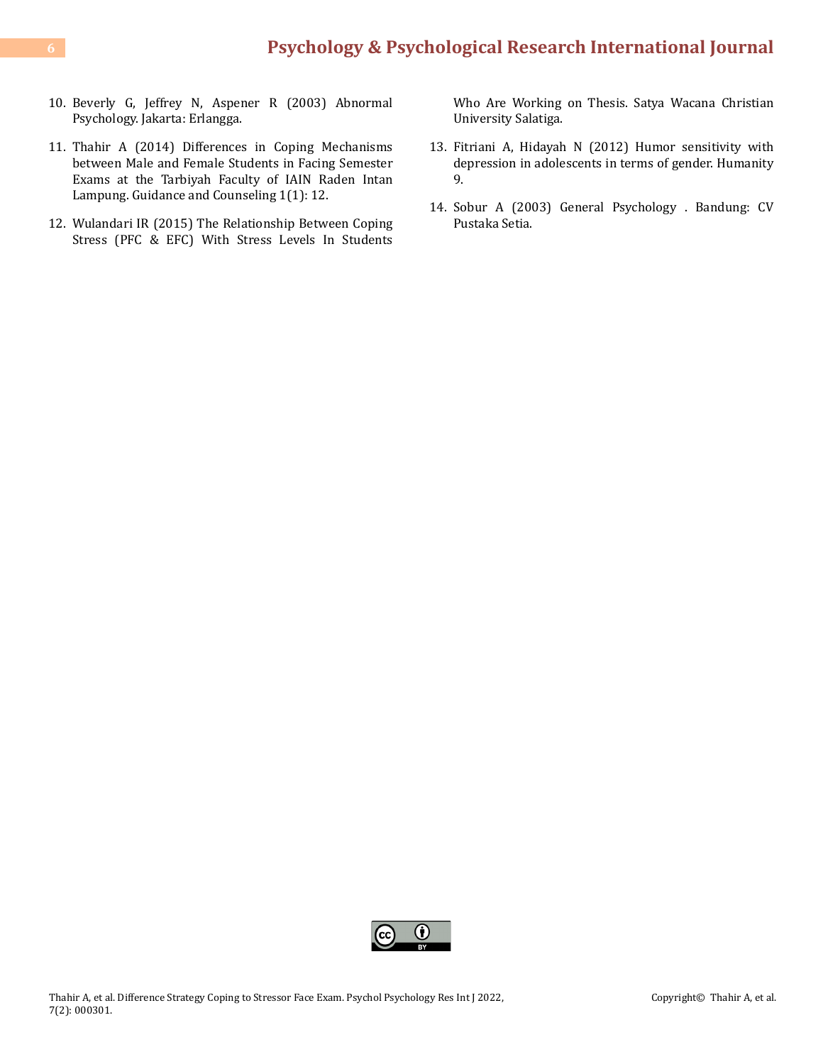10. Beverly G, Jeffrey N, Aspener R (2003) Abnormal Psychology. Jakarta: Erlangga.
11. Thahir A (2014) Differences in Coping Mechanisms between Male and Female Students in Facing Semester Exams at the Tarbiyah Faculty of IAIN Raden Intan Lampung. Guidance and Counseling 1(1): 12.
12. Wulandari IR (2015) The Relationship Between Coping Stress (PFC & EFC) With Stress Levels In Students Who Are Working on Thesis. Satya Wacana Christian University Salatiga.
13. Fitriani A, Hidayah N (2012) Humor sensitivity with depression in adolescents in terms of gender. Humanity 9.
14. Sobur A (2003) General Psychology . Bandung: CV Pustaka Setia.